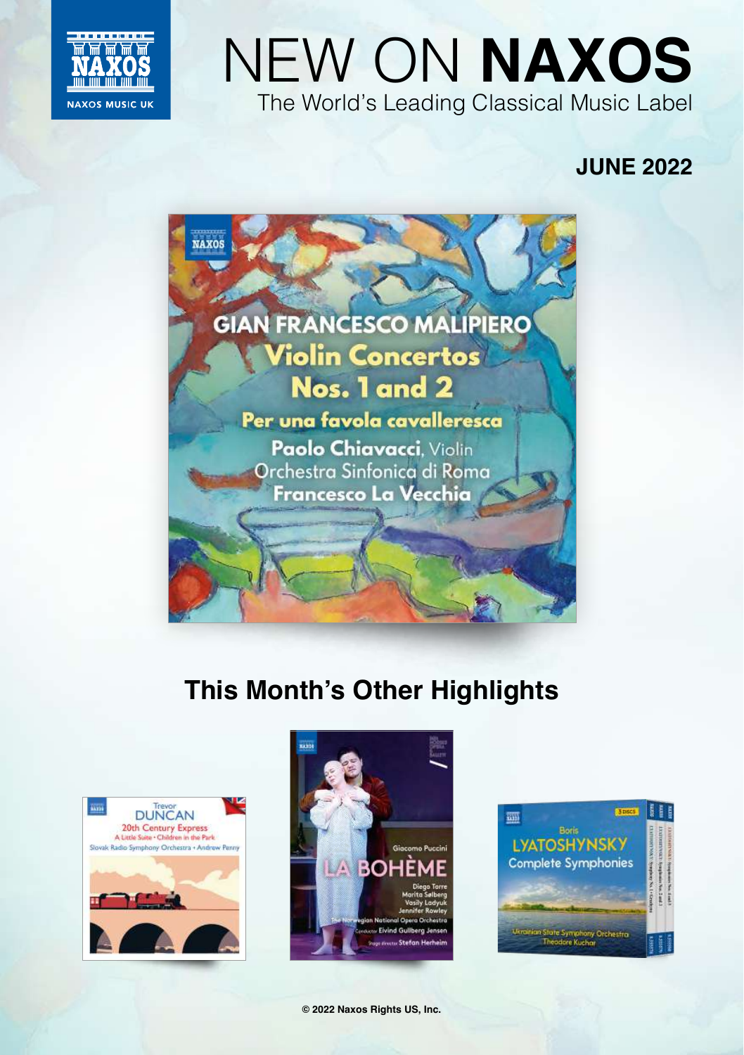# NEW ON **NAXOS**

The World's Leading Classical Music Label

**JUNE 2022**

GIAN FRANCESCO MALIPIERO
Violin Concertos Nos. 1 and 2
Per una favola cavalleresca
Paolo Chiavacci, Violin
Orchestra Sinfonica di Roma
Francesco La Vecchia

## This Month's Other Highlights

Trevor DUNCAN
20th Century Express
A Little Suite • Children in the Park
Slovak Radio Symphony Orchestra • Andrew Penny

Giacomo Puccini
LA BOHÈME
Diego Torre
Marita Sølberg
Vasily Ladyuk
Jennifer Rowley
The Norwegian National Opera Orchestra
Conductor Eivind Gullberg Jensen
Stage director Stefan Herheim

Boris LYATOSHYNSKY
Complete Symphonies
Ukrainian State Symphony Orchestra
Theodore Kuchar

© 2022 Naxos Rights US, Inc.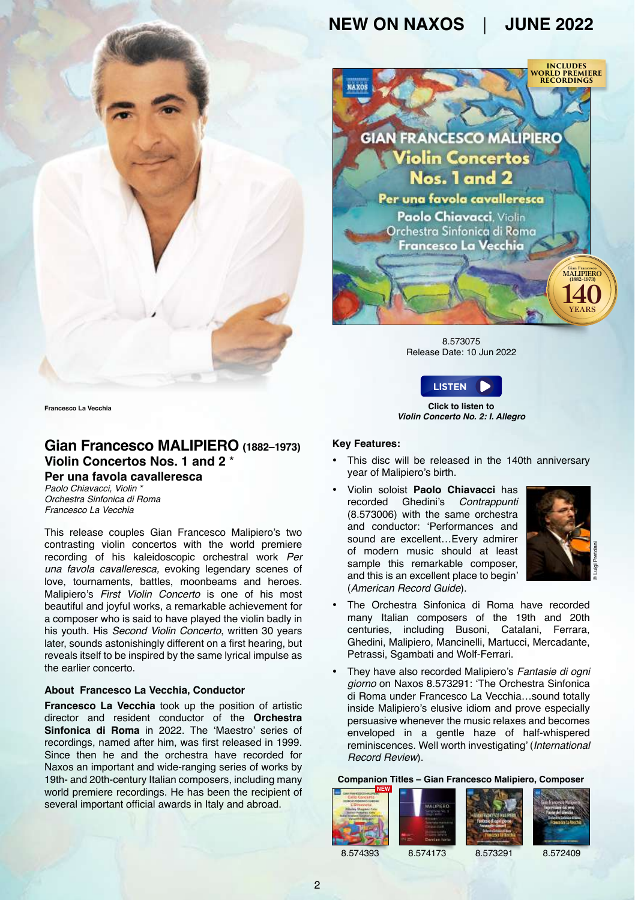Francesco La Vecchia

## Gian Francesco MALIPIERO (1882–1973)
### Violin Concertos Nos. 1 and 2 *
### Per una favola cavalleresca

*Paolo Chiavacci, Violin **
*Orchestra Sinfonica di Roma*
*Francesco La Vecchia*

This release couples Gian Francesco Malipiero's two contrasting violin concertos with the world premiere recording of his kaleidoscopic orchestral work *Per una favola cavalleresca,* evoking legendary scenes of love, tournaments, battles, moonbeams and heroes. Malipiero's *First Violin Concerto* is one of his most beautiful and joyful works, a remarkable achievement for a composer who is said to have played the violin badly in his youth. His *Second Violin Concerto*, written 30 years later, sounds astonishingly different on a first hearing, but reveals itself to be inspired by the same lyrical impulse as the earlier concerto.

#### About Francesco La Vecchia, Conductor

**Francesco La Vecchia** took up the position of artistic director and resident conductor of the **Orchestra Sinfonica di Roma** in 2022. The 'Maestro' series of recordings, named after him, was first released in 1999. Since then he and the orchestra have recorded for Naxos an important and wide-ranging series of works by 19th- and 20th-century Italian composers, including many world premiere recordings. He has been the recipient of several important official awards in Italy and abroad.

8.573075
Release Date: 10 Jun 2022

LISTEN

**Click to listen to**
***Violin Concerto No. 2: I. Allegro***

#### Key Features:

- This disc will be released in the 140th anniversary year of Malipiero's birth.
- Violin soloist **Paolo Chiavacci** has recorded Ghedini's *Contrappunti* (8.573006) with the same orchestra and conductor: 'Performances and sound are excellent…Every admirer of modern music should at least sample this remarkable composer, and this is an excellent place to begin' (*American Record Guide*).
- The Orchestra Sinfonica di Roma have recorded many Italian composers of the 19th and 20th centuries, including Busoni, Catalani, Ferrara, Ghedini, Malipiero, Mancinelli, Martucci, Mercadante, Petrassi, Sgambati and Wolf-Ferrari.
- They have also recorded Malipiero's *Fantasie di ogni giorno* on Naxos 8.573291: 'The Orchestra Sinfonica di Roma under Francesco La Vecchia…sound totally inside Malipiero's elusive idiom and prove especially persuasive whenever the music relaxes and becomes enveloped in a gentle haze of half-whispered reminiscences. Well worth investigating' (*International Record Review*).

© Luigi Pretolani

#### Companion Titles – Gian Francesco Malipiero, Composer

8.574393 (NEW) | 8.574173 | 8.573291 | 8.572409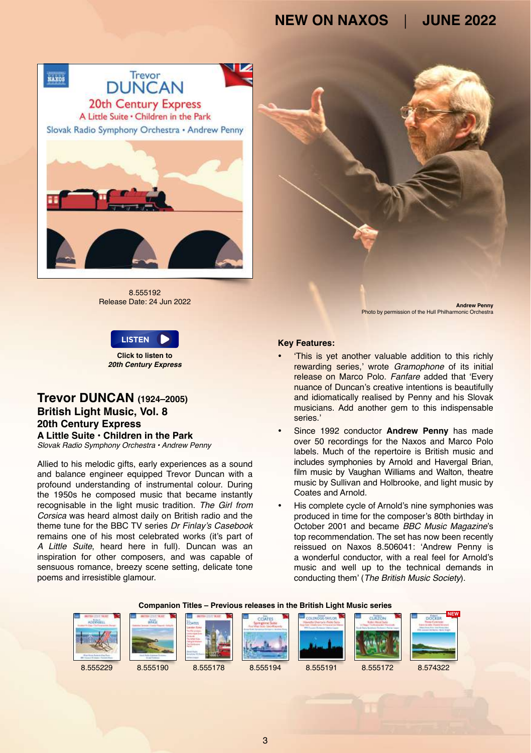8.555192
Release Date: 24 Jun 2022

**Andrew Penny**
Photo by permission of the Hull Philharmonic Orchestra

LISTEN

**Click to listen to *20th Century Express***

## Trevor DUNCAN (1924–2005)
### British Light Music, Vol. 8
### 20th Century Express
### A Little Suite • Children in the Park
*Slovak Radio Symphony Orchestra • Andrew Penny*

Allied to his melodic gifts, early experiences as a sound and balance engineer equipped Trevor Duncan with a profound understanding of instrumental colour. During the 1950s he composed music that became instantly recognisable in the light music tradition. *The Girl from Corsica* was heard almost daily on British radio and the theme tune for the BBC TV series *Dr Finlay's Casebook* remains one of his most celebrated works (it's part of *A Little Suite*, heard here in full). Duncan was an inspiration for other composers, and was capable of sensuous romance, breezy scene setting, delicate tone poems and irresistible glamour.

**Key Features:**

- 'This is yet another valuable addition to this richly rewarding series,' wrote *Gramophone* of its initial release on Marco Polo. *Fanfare* added that 'Every nuance of Duncan's creative intentions is beautifully and idiomatically realised by Penny and his Slovak musicians. Add another gem to this indispensable series.'
- Since 1992 conductor **Andrew Penny** has made over 50 recordings for the Naxos and Marco Polo labels. Much of the repertoire is British music and includes symphonies by Arnold and Havergal Brian, film music by Vaughan Williams and Walton, theatre music by Sullivan and Holbrooke, and light music by Coates and Arnold.
- His complete cycle of Arnold's nine symphonies was produced in time for the composer's 80th birthday in October 2001 and became *BBC Music Magazine*'s top recommendation. The set has now been recently reissued on Naxos 8.506041: 'Andrew Penny is a wonderful conductor, with a real feel for Arnold's music and well up to the technical demands in conducting them' (*The British Music Society*).

**Companion Titles – Previous releases in the British Light Music series**

8.555229 | 8.555190 | 8.555178 | 8.555194 | 8.555191 | 8.555172 | 8.574322 (NEW)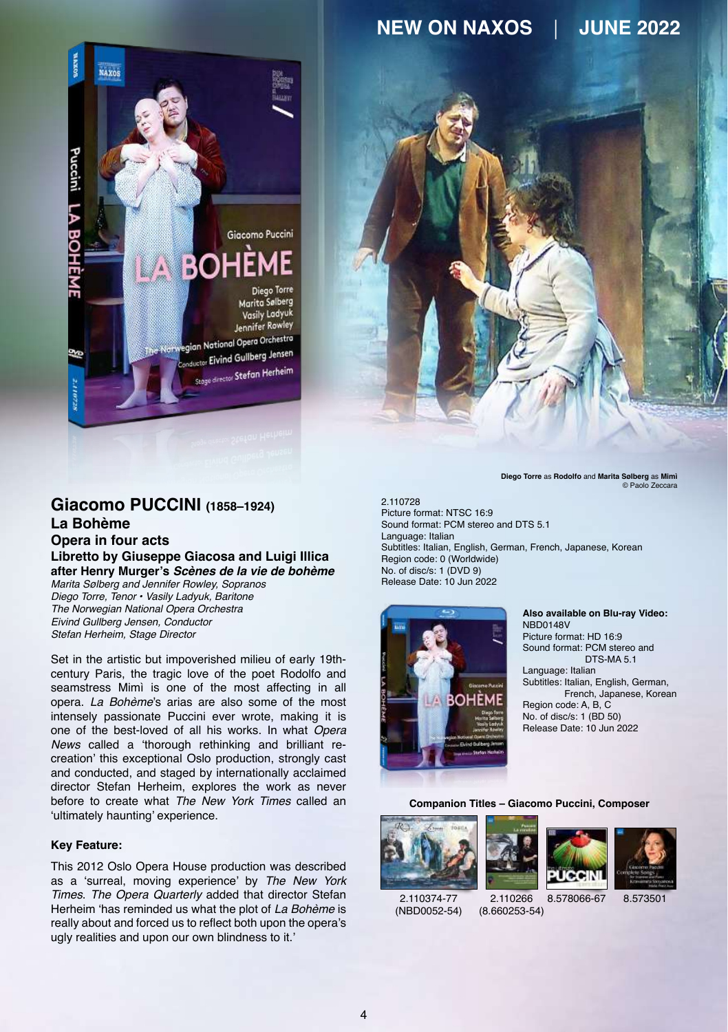Diego Torre as Rodolfo and Marita Sølberg as Mimì
© Paolo Zeccara

## Giacomo PUCCINI (1858–1924)

### La Bohème

### Opera in four acts

**Libretto by Giuseppe Giacosa and Luigi Illica after Henry Murger's *Scènes de la vie de bohème***

*Marita Sølberg and Jennifer Rowley, Sopranos*
*Diego Torre, Tenor • Vasily Ladyuk, Baritone*
*The Norwegian National Opera Orchestra*
*Eivind Gullberg Jensen, Conductor*
*Stefan Herheim, Stage Director*

Set in the artistic but impoverished milieu of early 19th-century Paris, the tragic love of the poet Rodolfo and seamstress Mimì is one of the most affecting in all opera. *La Bohème*'s arias are also some of the most intensely passionate Puccini ever wrote, making it is one of the best-loved of all his works. In what *Opera News* called a 'thorough rethinking and brilliant re-creation' this exceptional Oslo production, strongly cast and conducted, and staged by internationally acclaimed director Stefan Herheim, explores the work as never before to create what *The New York Times* called an 'ultimately haunting' experience.

**Key Feature:**

This 2012 Oslo Opera House production was described as a 'surreal, moving experience' by *The New York Times*. *The Opera Quarterly* added that director Stefan Herheim 'has reminded us what the plot of *La Bohème* is really about and forced us to reflect both upon the opera's ugly realities and upon our own blindness to it.'

2.110728
Picture format: NTSC 16:9
Sound format: PCM stereo and DTS 5.1
Language: Italian
Subtitles: Italian, English, German, French, Japanese, Korean
Region code: 0 (Worldwide)
No. of disc/s: 1 (DVD 9)
Release Date: 10 Jun 2022

**Also available on Blu-ray Video:**
NBD0148V
Picture format: HD 16:9
Sound format: PCM stereo and DTS-MA 5.1
Language: Italian
Subtitles: Italian, English, German, French, Japanese, Korean
Region code: A, B, C
No. of disc/s: 1 (BD 50)
Release Date: 10 Jun 2022

**Companion Titles – Giacomo Puccini, Composer**

2.110374-77 (NBD0052-54)
2.110266 (8.660253-54)
8.578066-67
8.573501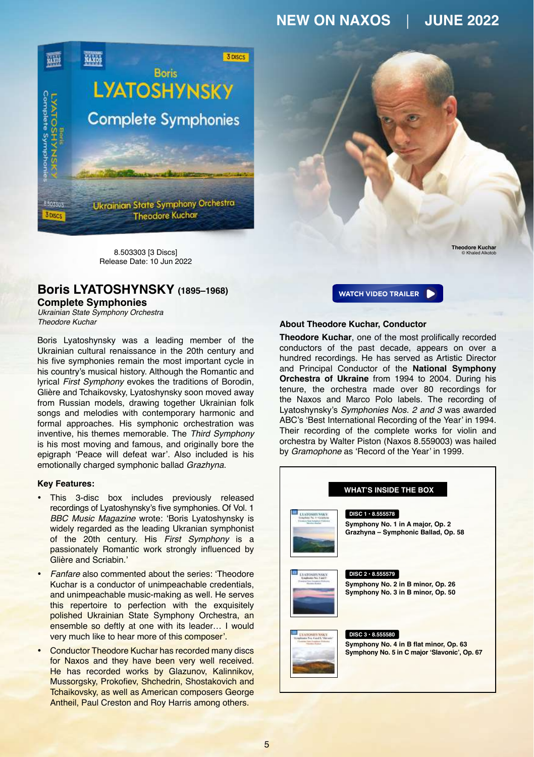8.503303 [3 Discs]
Release Date: 10 Jun 2022

Theodore Kuchar
© Khaled Alkotob

## Boris LYATOSHYNSKY (1895–1968)

### Complete Symphonies

*Ukrainian State Symphony Orchestra*
*Theodore Kuchar*

Boris Lyatoshynsky was a leading member of the Ukrainian cultural renaissance in the 20th century and his five symphonies remain the most important cycle in his country's musical history. Although the Romantic and lyrical *First Symphony* evokes the traditions of Borodin, Glière and Tchaikovsky, Lyatoshynsky soon moved away from Russian models, drawing together Ukrainian folk songs and melodies with contemporary harmonic and formal approaches. His symphonic orchestration was inventive, his themes memorable. The *Third Symphony* is his most moving and famous, and originally bore the epigraph 'Peace will defeat war'. Also included is his emotionally charged symphonic ballad *Grazhyna*.

**Key Features:**

- This 3-disc box includes previously released recordings of Lyatoshynsky's five symphonies. Of Vol. 1 *BBC Music Magazine* wrote: 'Boris Lyatoshynsky is widely regarded as the leading Ukranian symphonist of the 20th century. His *First Symphony* is a passionately Romantic work strongly influenced by Glière and Scriabin.'
- *Fanfare* also commented about the series: 'Theodore Kuchar is a conductor of unimpeachable credentials, and unimpeachable music-making as well. He serves this repertoire to perfection with the exquisitely polished Ukrainian State Symphony Orchestra, an ensemble so deftly at one with its leader… I would very much like to hear more of this composer'.
- Conductor Theodore Kuchar has recorded many discs for Naxos and they have been very well received. He has recorded works by Glazunov, Kalinnikov, Mussorgsky, Prokofiev, Shchedrin, Shostakovich and Tchaikovsky, as well as American composers George Antheil, Paul Creston and Roy Harris among others.

WATCH VIDEO TRAILER

**About Theodore Kuchar, Conductor**

**Theodore Kuchar**, one of the most prolifically recorded conductors of the past decade, appears on over a hundred recordings. He has served as Artistic Director and Principal Conductor of the **National Symphony Orchestra of Ukraine** from 1994 to 2004. During his tenure, the orchestra made over 80 recordings for the Naxos and Marco Polo labels. The recording of Lyatoshynsky's *Symphonies Nos. 2 and 3* was awarded ABC's 'Best International Recording of the Year' in 1994. Their recording of the complete works for violin and orchestra by Walter Piston (Naxos 8.559003) was hailed by *Gramophone* as 'Record of the Year' in 1999.

**WHAT'S INSIDE THE BOX**

**DISC 1 • 8.555578**
**Symphony No. 1 in A major, Op. 2**
**Grazhyna – Symphonic Ballad, Op. 58**

**DISC 2 • 8.555579**
**Symphony No. 2 in B minor, Op. 26**
**Symphony No. 3 in B minor, Op. 50**

**DISC 3 • 8.555580**
**Symphony No. 4 in B flat minor, Op. 63**
**Symphony No. 5 in C major 'Slavonic', Op. 67**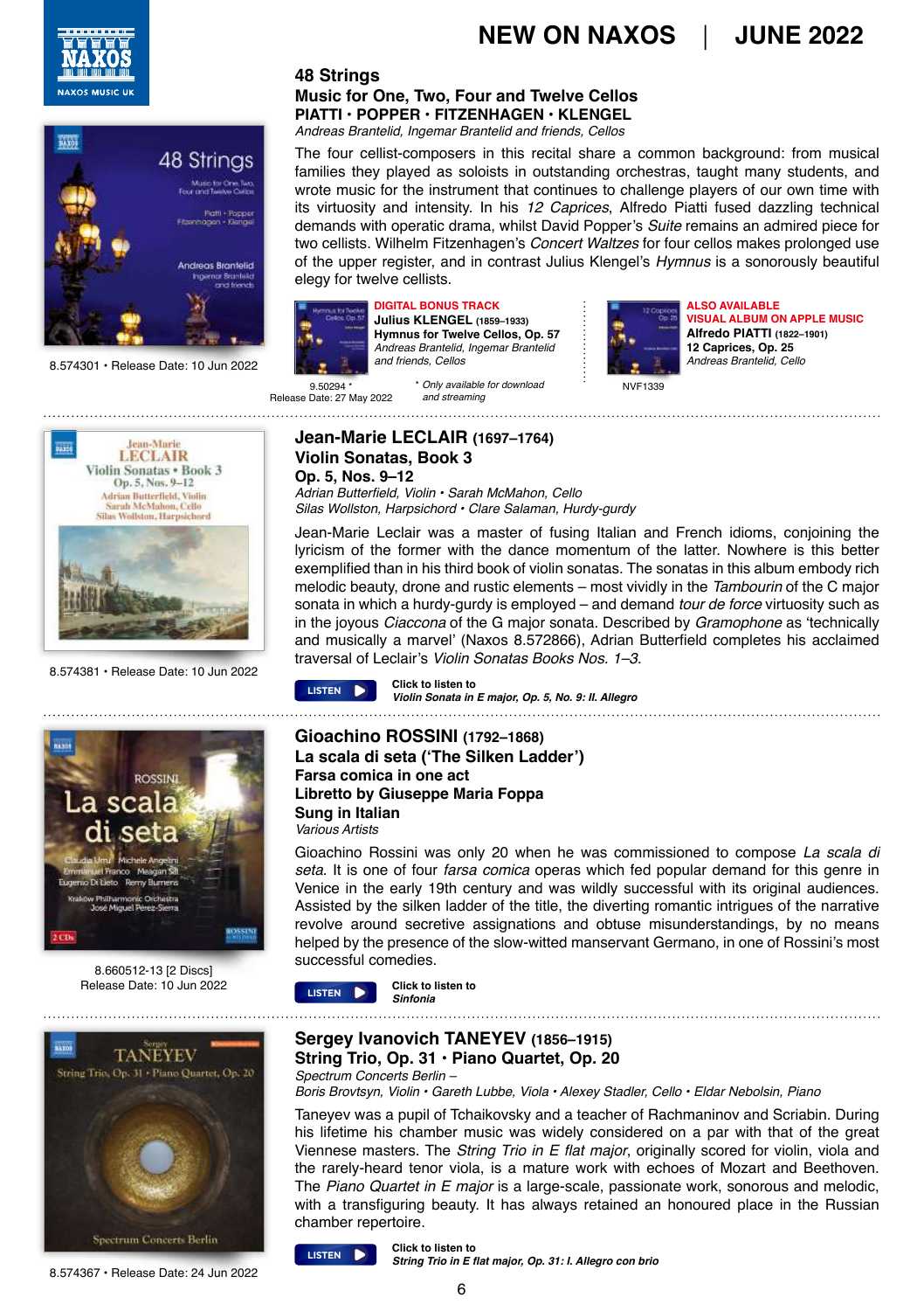## 48 Strings

### Music for One, Two, Four and Twelve Cellos

**PIATTI • POPPER • FITZENHAGEN • KLENGEL**

*Andreas Brantelid, Ingemar Brantelid and friends, Cellos*

The four cellist-composers in this recital share a common background: from musical families they played as soloists in outstanding orchestras, taught many students, and wrote music for the instrument that continues to challenge players of our own time with its virtuosity and intensity. In his *12 Caprices*, Alfredo Piatti fused dazzling technical demands with operatic drama, whilst David Popper's *Suite* remains an admired piece for two cellists. Wilhelm Fitzenhagen's *Concert Waltzes* for four cellos makes prolonged use of the upper register, and in contrast Julius Klengel's *Hymnus* is a sonorously beautiful elegy for twelve cellists.

8.574301 • Release Date: 10 Jun 2022

**DIGITAL BONUS TRACK**

**Julius KLENGEL** (1859–1933)
**Hymnus for Twelve Cellos, Op. 57**
*Andreas Brantelid, Ingemar Brantelid and friends, Cellos*

9.50294 *
Release Date: 27 May 2022

* *Only available for download and streaming*

**ALSO AVAILABLE**
**VISUAL ALBUM ON APPLE MUSIC**

**Alfredo PIATTI** (1822–1901)
**12 Caprices, Op. 25**
*Andreas Brantelid, Cello*

NVF1339

---

## Jean-Marie LECLAIR (1697–1764)

### Violin Sonatas, Book 3

### Op. 5, Nos. 9–12

*Adrian Butterfield, Violin • Sarah McMahon, Cello*
*Silas Wollston, Harpsichord • Clare Salaman, Hurdy-gurdy*

Jean-Marie Leclair was a master of fusing Italian and French idioms, conjoining the lyricism of the former with the dance momentum of the latter. Nowhere is this better exemplified than in his third book of violin sonatas. The sonatas in this album embody rich melodic beauty, drone and rustic elements – most vividly in the *Tambourin* of the C major sonata in which a hurdy-gurdy is employed – and demand *tour de force* virtuosity such as in the joyous *Ciaccona* of the G major sonata. Described by *Gramophone* as 'technically and musically a marvel' (Naxos 8.572866), Adrian Butterfield completes his acclaimed traversal of Leclair's *Violin Sonatas Books Nos. 1–3*.

8.574381 • Release Date: 10 Jun 2022

LISTEN — Click to listen to ***Violin Sonata in E major, Op. 5, No. 9: II. Allegro***

---

## Gioachino ROSSINI (1792–1868)

### La scala di seta ('The Silken Ladder')

### Farsa comica in one act

### Libretto by Giuseppe Maria Foppa

### Sung in Italian

*Various Artists*

Gioachino Rossini was only 20 when he was commissioned to compose *La scala di seta*. It is one of four *farsa comica* operas which fed popular demand for this genre in Venice in the early 19th century and was wildly successful with its original audiences. Assisted by the silken ladder of the title, the diverting romantic intrigues of the narrative revolve around secretive assignations and obtuse misunderstandings, by no means helped by the presence of the slow-witted manservant Germano, in one of Rossini's most successful comedies.

8.660512-13 [2 Discs]
Release Date: 10 Jun 2022

LISTEN — Click to listen to ***Sinfonia***

---

## Sergey Ivanovich TANEYEV (1856–1915)

### String Trio, Op. 31 • Piano Quartet, Op. 20

*Spectrum Concerts Berlin –*
*Boris Brovtsyn, Violin • Gareth Lubbe, Viola • Alexey Stadler, Cello • Eldar Nebolsin, Piano*

Taneyev was a pupil of Tchaikovsky and a teacher of Rachmaninov and Scriabin. During his lifetime his chamber music was widely considered on a par with that of the great Viennese masters. The *String Trio in E flat major*, originally scored for violin, viola and the rarely-heard tenor viola, is a mature work with echoes of Mozart and Beethoven. The *Piano Quartet in E major* is a large-scale, passionate work, sonorous and melodic, with a transfiguring beauty. It has always retained an honoured place in the Russian chamber repertoire.

8.574367 • Release Date: 24 Jun 2022

LISTEN — Click to listen to ***String Trio in E flat major, Op. 31: I. Allegro con brio***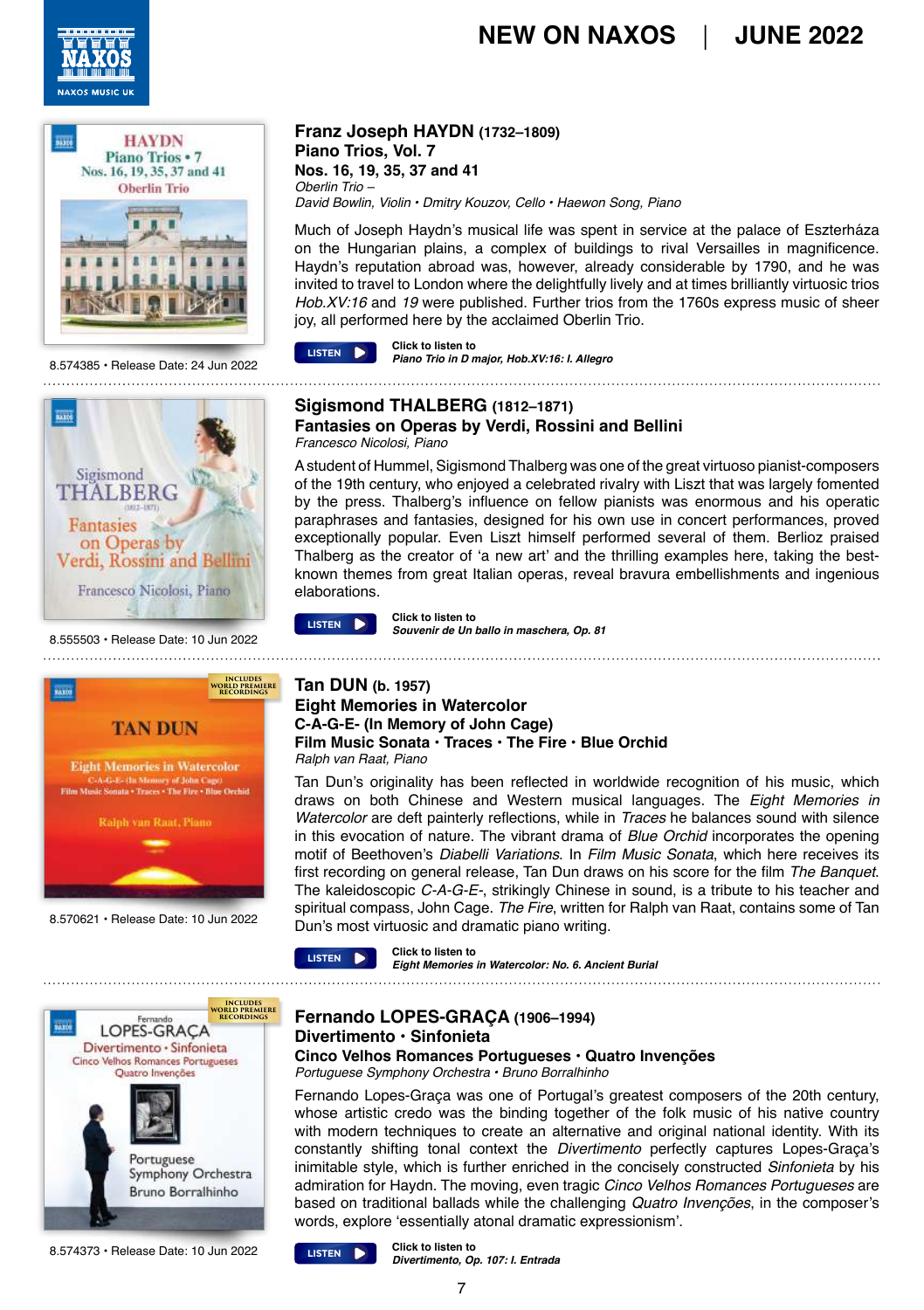## Franz Joseph HAYDN (1732–1809)

**Piano Trios, Vol. 7**
**Nos. 16, 19, 35, 37 and 41**

*Oberlin Trio –*
*David Bowlin, Violin • Dmitry Kouzov, Cello • Haewon Song, Piano*

Much of Joseph Haydn's musical life was spent in service at the palace of Eszterháza on the Hungarian plains, a complex of buildings to rival Versailles in magnificence. Haydn's reputation abroad was, however, already considerable by 1790, and he was invited to travel to London where the delightfully lively and at times brilliantly virtuosic trios *Hob.XV:16* and *19* were published. Further trios from the 1760s express music of sheer joy, all performed here by the acclaimed Oberlin Trio.

8.574385 • Release Date: 24 Jun 2022

LISTEN — Click to listen to ***Piano Trio in D major, Hob.XV:16: I. Allegro***

---

## Sigismond THALBERG (1812–1871)

**Fantasies on Operas by Verdi, Rossini and Bellini**

*Francesco Nicolosi, Piano*

A student of Hummel, Sigismond Thalberg was one of the great virtuoso pianist-composers of the 19th century, who enjoyed a celebrated rivalry with Liszt that was largely fomented by the press. Thalberg's influence on fellow pianists was enormous and his operatic paraphrases and fantasies, designed for his own use in concert performances, proved exceptionally popular. Even Liszt himself performed several of them. Berlioz praised Thalberg as the creator of 'a new art' and the thrilling examples here, taking the best-known themes from great Italian operas, reveal bravura embellishments and ingenious elaborations.

8.555503 • Release Date: 10 Jun 2022

LISTEN — Click to listen to ***Souvenir de Un ballo in maschera, Op. 81***

---

## Tan DUN (b. 1957)

**Eight Memories in Watercolor**
**C-A-G-E- (In Memory of John Cage)**
**Film Music Sonata • Traces • The Fire • Blue Orchid**

*Ralph van Raat, Piano*

Tan Dun's originality has been reflected in worldwide recognition of his music, which draws on both Chinese and Western musical languages. The *Eight Memories in Watercolor* are deft painterly reflections, while in *Traces* he balances sound with silence in this evocation of nature. The vibrant drama of *Blue Orchid* incorporates the opening motif of Beethoven's *Diabelli Variations*. In *Film Music Sonata*, which here receives its first recording on general release, Tan Dun draws on his score for the film *The Banquet*. The kaleidoscopic *C-A-G-E-*, strikingly Chinese in sound, is a tribute to his teacher and spiritual compass, John Cage. *The Fire*, written for Ralph van Raat, contains some of Tan Dun's most virtuosic and dramatic piano writing.

8.570621 • Release Date: 10 Jun 2022

LISTEN — Click to listen to ***Eight Memories in Watercolor: No. 6. Ancient Burial***

---

## Fernando LOPES-GRAÇA (1906–1994)

**Divertimento • Sinfonieta**
**Cinco Velhos Romances Portugueses • Quatro Invenções**

*Portuguese Symphony Orchestra • Bruno Borralhinho*

Fernando Lopes-Graça was one of Portugal's greatest composers of the 20th century, whose artistic credo was the binding together of the folk music of his native country with modern techniques to create an alternative and original national identity. With its constantly shifting tonal context the *Divertimento* perfectly captures Lopes-Graça's inimitable style, which is further enriched in the concisely constructed *Sinfonieta* by his admiration for Haydn. The moving, even tragic *Cinco Velhos Romances Portugueses* are based on traditional ballads while the challenging *Quatro Invenções*, in the composer's words, explore 'essentially atonal dramatic expressionism'.

8.574373 • Release Date: 10 Jun 2022

LISTEN — Click to listen to ***Divertimento, Op. 107: I. Entrada***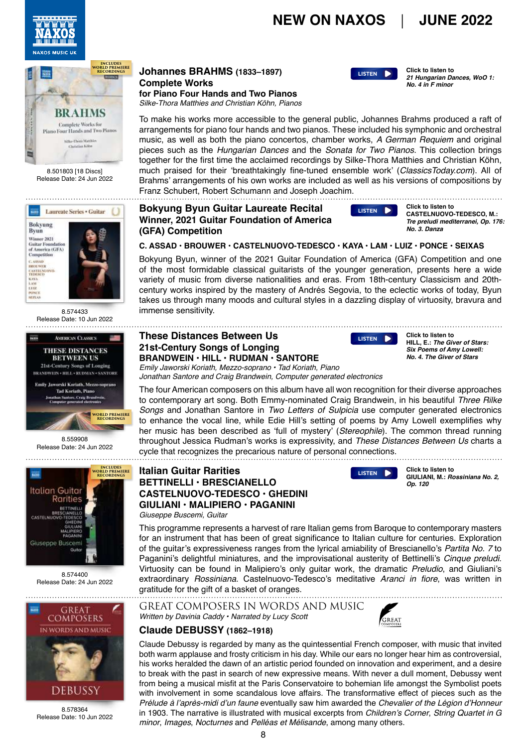# NEW ON NAXOS | JUNE 2022

## Johannes BRAHMS (1833–1897)
### Complete Works for Piano Four Hands and Two Pianos

*Silke-Thora Matthies and Christian Köhn, Pianos*

LISTEN — Click to listen to *21 Hungarian Dances, WoO 1: No. 4 in F minor*

8.501803 [18 Discs]
Release Date: 24 Jun 2022

To make his works more accessible to the general public, Johannes Brahms produced a raft of arrangements for piano four hands and two pianos. These included his symphonic and orchestral music, as well as both the piano concertos, chamber works, *A German Requiem* and original pieces such as the *Hungarian Dances* and the *Sonata for Two Pianos*. This collection brings together for the first time the acclaimed recordings by Silke-Thora Matthies and Christian Köhn, much praised for their 'breathtakingly fine-tuned ensemble work' (*ClassicsToday.com*). All of Brahms' arrangements of his own works are included as well as his versions of compositions by Franz Schubert, Robert Schumann and Joseph Joachim.

---

## Bokyung Byun Guitar Laureate Recital
### Winner, 2021 Guitar Foundation of America (GFA) Competition

LISTEN — Click to listen to CASTELNUOVO-TEDESCO, M.: *Tre preludi mediterranei, Op. 176: No. 3. Danza*

**C. ASSAD • BROUWER • CASTELNUOVO-TEDESCO • KAYA • LAM • LUIZ • PONCE • SEIXAS**

8.574433
Release Date: 10 Jun 2022

Bokyung Byun, winner of the 2021 Guitar Foundation of America (GFA) Competition and one of the most formidable classical guitarists of the younger generation, presents here a wide variety of music from diverse nationalities and eras. From 18th-century Classicism and 20th-century works inspired by the mastery of Andrés Segovia, to the eclectic works of today, Byun takes us through many moods and cultural styles in a dazzling display of virtuosity, bravura and immense sensitivity.

---

## These Distances Between Us
### 21st-Century Songs of Longing

**BRANDWEIN • HILL • RUDMAN • SANTORE**

*Emily Jaworski Koriath, Mezzo-soprano • Tad Koriath, Piano*
*Jonathan Santore and Craig Brandwein, Computer generated electronics*

LISTEN — Click to listen to HILL, E.: *The Giver of Stars: Six Poems of Amy Lowell: No. 4. The Giver of Stars*

8.559908
Release Date: 24 Jun 2022

The four American composers on this album have all won recognition for their diverse approaches to contemporary art song. Both Emmy-nominated Craig Brandwein, in his beautiful *Three Rilke Songs* and Jonathan Santore in *Two Letters of Sulpicia* use computer generated electronics to enhance the vocal line, while Edie Hill's setting of poems by Amy Lowell exemplifies why her music has been described as 'full of mystery' (*Stereophile*). The common thread running throughout Jessica Rudman's works is expressivity, and *These Distances Between Us* charts a cycle that recognizes the precarious nature of personal connections.

---

## Italian Guitar Rarities

**BETTINELLI • BRESCIANELLO**
**CASTELNUOVO-TEDESCO • GHEDINI**
**GIULIANI • MALIPIERO • PAGANINI**

*Giuseppe Buscemi, Guitar*

LISTEN — Click to listen to GIULIANI, M.: *Rossiniana No. 2, Op. 120*

8.574400
Release Date: 24 Jun 2022

This programme represents a harvest of rare Italian gems from Baroque to contemporary masters for an instrument that has been of great significance to Italian culture for centuries. Exploration of the guitar's expressiveness ranges from the lyrical amiability of Brescianello's *Partita No. 7* to Paganini's delightful miniatures, and the improvisational austerity of Bettinelli's *Cinque preludi*. Virtuosity can be found in Malipiero's only guitar work, the dramatic *Preludio*, and Giuliani's extraordinary *Rossiniana*. Castelnuovo-Tedesco's meditative *Aranci in fiore*, was written in gratitude for the gift of a basket of oranges.

---

## GREAT COMPOSERS IN WORDS AND MUSIC

*Written by Davinia Caddy • Narrated by Lucy Scott*

### Claude DEBUSSY (1862–1918)

8.578364
Release Date: 10 Jun 2022

Claude Debussy is regarded by many as the quintessential French composer, with music that invited both warm applause and frosty criticism in his day. While our ears no longer hear him as controversial, his works heralded the dawn of an artistic period founded on innovation and experiment, and a desire to break with the past in search of new expressive means. With never a dull moment, Debussy went from being a musical misfit at the Paris Conservatoire to bohemian life amongst the Symbolist poets with involvement in some scandalous love affairs. The transformative effect of pieces such as the *Prélude à l'après-midi d'un faune* eventually saw him awarded the *Chevalier of the Légion d'Honneur* in 1903. The narrative is illustrated with musical excerpts from *Children's Corner*, *String Quartet in G minor*, *Images*, *Nocturnes* and *Pelléas et Mélisande*, among many others.